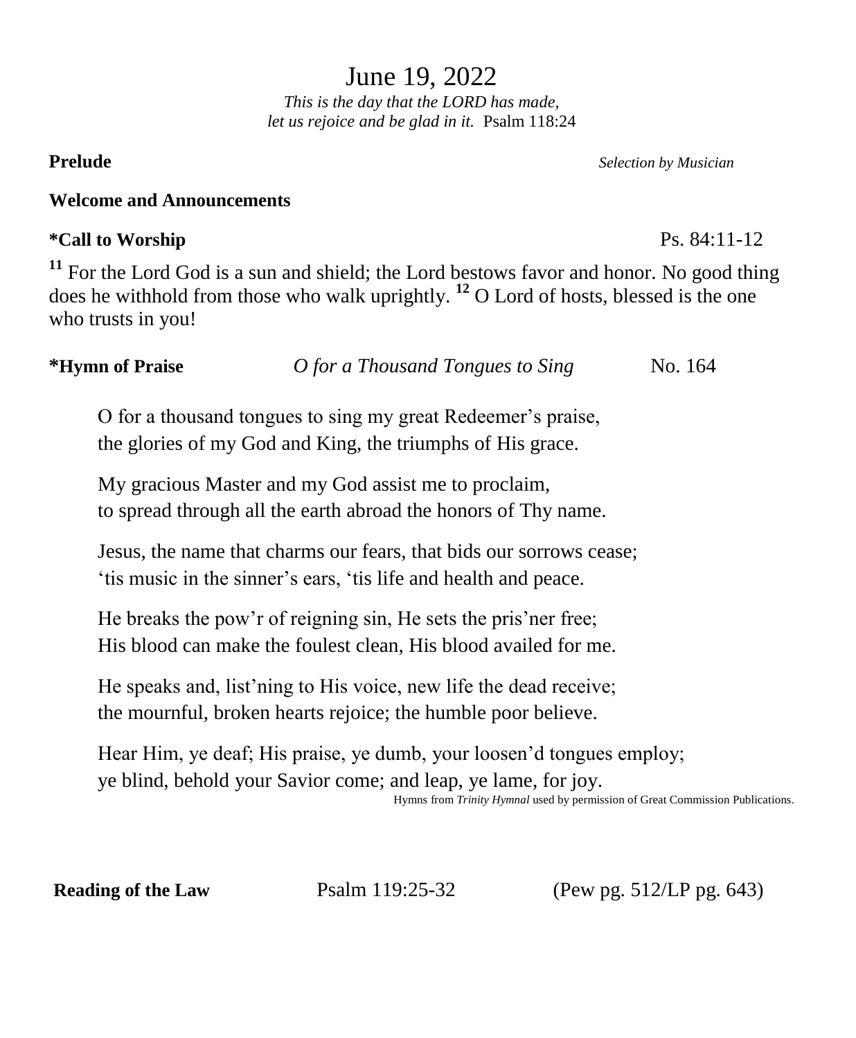# June 19, 2022

*This is the day that the LORD has made,*
*let us rejoice and be glad in it.* Psalm 118:24

**Prelude** *Selection by Musician*

**Welcome and Announcements**

**\*Call to Worship** Ps. 84:11-12

[11] For the Lord God is a sun and shield; the Lord bestows favor and honor. No good thing does he withhold from those who walk uprightly. [12] O Lord of hosts, blessed is the one who trusts in you!

**\*Hymn of Praise** *O for a Thousand Tongues to Sing* No. 164

O for a thousand tongues to sing my great Redeemer's praise,
the glories of my God and King, the triumphs of His grace.

My gracious Master and my God assist me to proclaim,
to spread through all the earth abroad the honors of Thy name.

Jesus, the name that charms our fears, that bids our sorrows cease;
'tis music in the sinner's ears, 'tis life and health and peace.

He breaks the pow'r of reigning sin, He sets the pris'ner free;
His blood can make the foulest clean, His blood availed for me.

He speaks and, list'ning to His voice, new life the dead receive;
the mournful, broken hearts rejoice; the humble poor believe.

Hear Him, ye deaf; His praise, ye dumb, your loosen'd tongues employ;
ye blind, behold your Savior come; and leap, ye lame, for joy.

Hymns from *Trinity Hymnal* used by permission of Great Commission Publications.

**Reading of the Law** Psalm 119:25-32 (Pew pg. 512/LP pg. 643)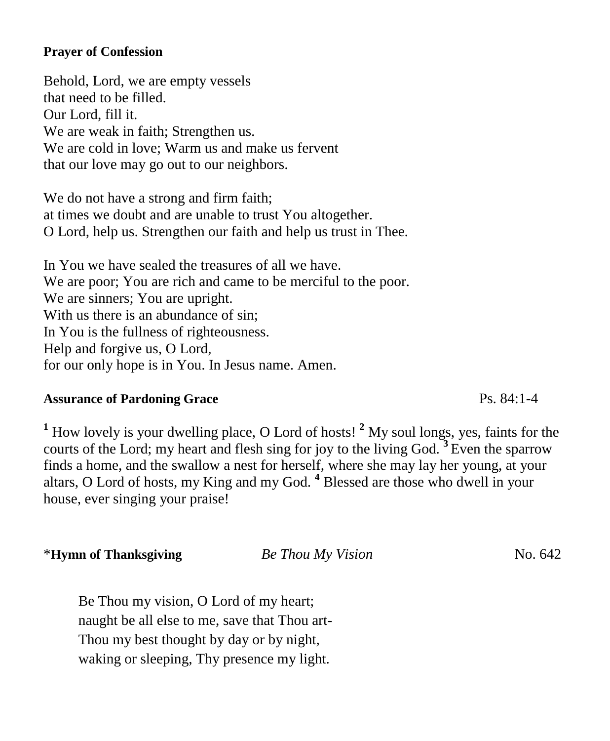**Prayer of Confession**

Behold, Lord, we are empty vessels
that need to be filled.
Our Lord, fill it.
We are weak in faith; Strengthen us.
We are cold in love; Warm us and make us fervent
that our love may go out to our neighbors.

We do not have a strong and firm faith;
at times we doubt and are unable to trust You altogether.
O Lord, help us. Strengthen our faith and help us trust in Thee.

In You we have sealed the treasures of all we have.
We are poor; You are rich and came to be merciful to the poor.
We are sinners; You are upright.
With us there is an abundance of sin;
In You is the fullness of righteousness.
Help and forgive us, O Lord,
for our only hope is in You. In Jesus name. Amen.

**Assurance of Pardoning Grace** Ps. 84:1-4

[1] How lovely is your dwelling place, O Lord of hosts! [2] My soul longs, yes, faints for the courts of the Lord; my heart and flesh sing for joy to the living God. [3] Even the sparrow finds a home, and the swallow a nest for herself, where she may lay her young, at your altars, O Lord of hosts, my King and my God. [4] Blessed are those who dwell in your house, ever singing your praise!

*__Hymn of Thanksgiving__ *Be Thou My Vision* No. 642

Be Thou my vision, O Lord of my heart;
naught be all else to me, save that Thou art-
Thou my best thought by day or by night,
waking or sleeping, Thy presence my light.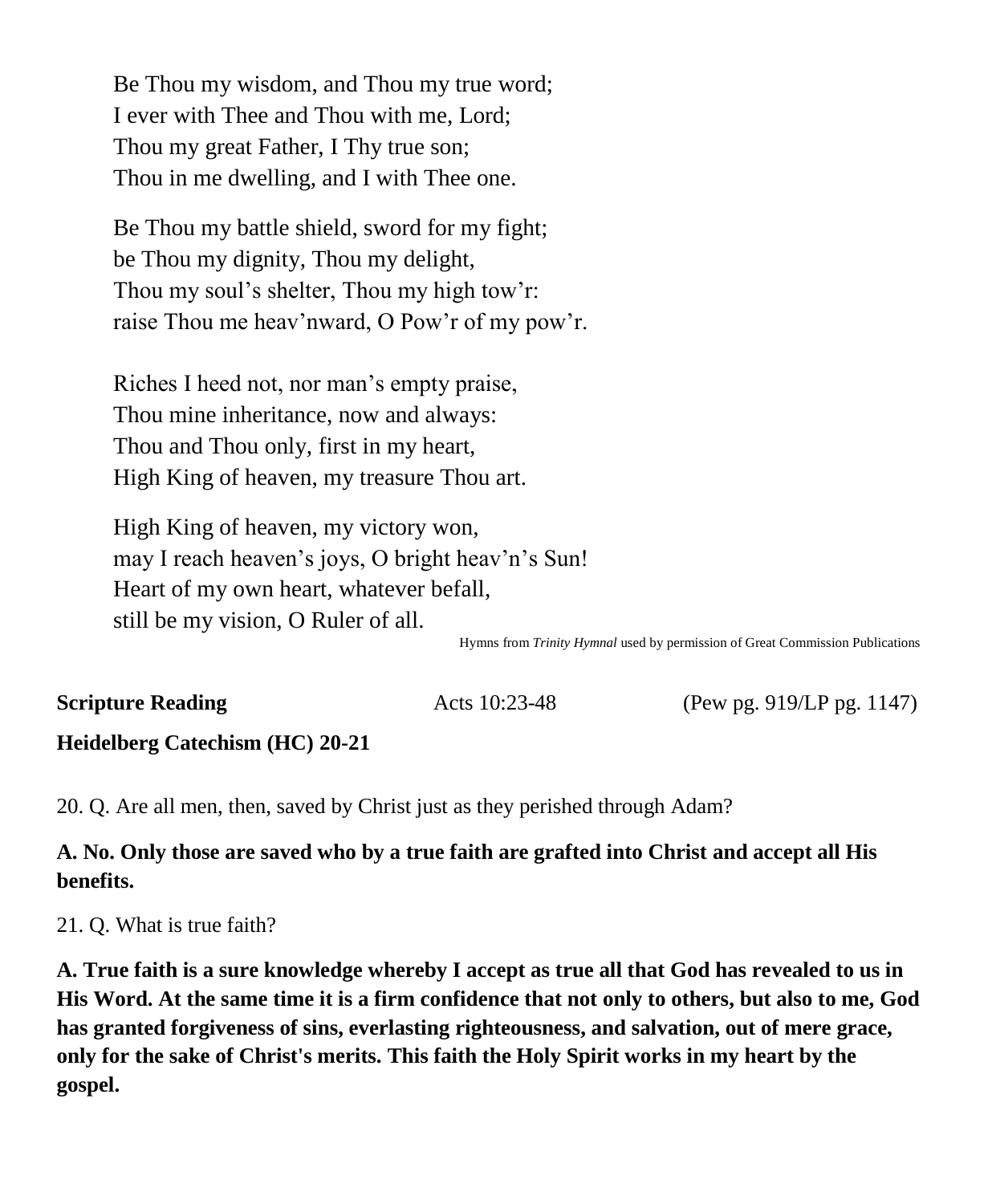Be Thou my wisdom, and Thou my true word;
I ever with Thee and Thou with me, Lord;
Thou my great Father, I Thy true son;
Thou in me dwelling, and I with Thee one.

Be Thou my battle shield, sword for my fight;
be Thou my dignity, Thou my delight,
Thou my soul's shelter, Thou my high tow'r:
raise Thou me heav'nward, O Pow'r of my pow'r.

Riches I heed not, nor man's empty praise,
Thou mine inheritance, now and always:
Thou and Thou only, first in my heart,
High King of heaven, my treasure Thou art.

High King of heaven, my victory won,
may I reach heaven's joys, O bright heav'n's Sun!
Heart of my own heart, whatever befall,
still be my vision, O Ruler of all.

Hymns from *Trinity Hymnal* used by permission of Great Commission Publications

**Scripture Reading** Acts 10:23-48 (Pew pg. 919/LP pg. 1147)

**Heidelberg Catechism (HC) 20-21**

20. Q. Are all men, then, saved by Christ just as they perished through Adam?

**A. No. Only those are saved who by a true faith are grafted into Christ and accept all His benefits.**

21. Q. What is true faith?

**A. True faith is a sure knowledge whereby I accept as true all that God has revealed to us in His Word. At the same time it is a firm confidence that not only to others, but also to me, God has granted forgiveness of sins, everlasting righteousness, and salvation, out of mere grace, only for the sake of Christ's merits. This faith the Holy Spirit works in my heart by the gospel.**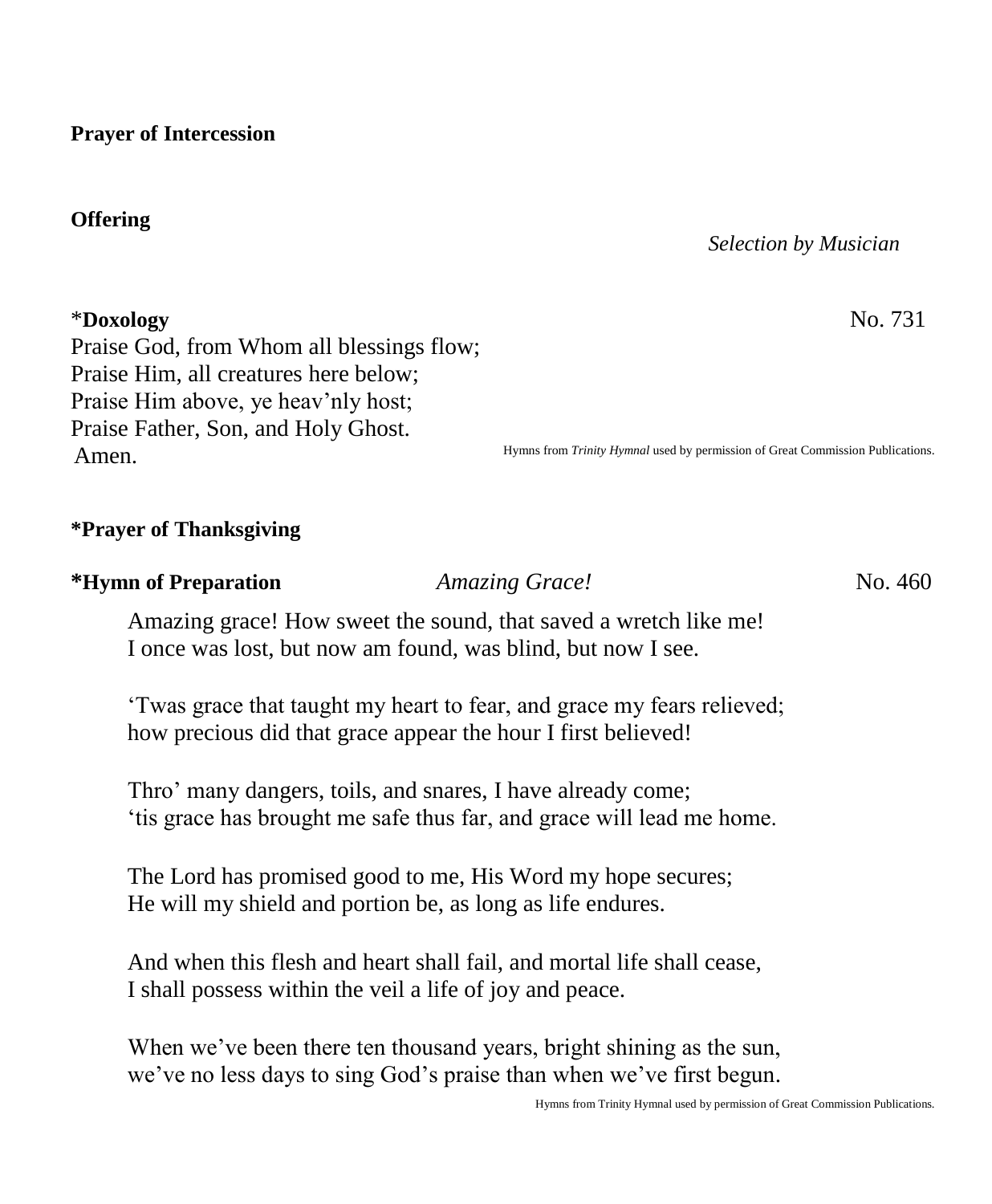**Prayer of Intercession**

**Offering**

*Selection by Musician*

*\*Doxology* No. 731

Praise God, from Whom all blessings flow;
Praise Him, all creatures here below;
Praise Him above, ye heav'nly host;
Praise Father, Son, and Holy Ghost.
Amen.

Hymns from *Trinity Hymnal* used by permission of Great Commission Publications.

**\*Prayer of Thanksgiving**

**\*Hymn of Preparation** *Amazing Grace!* No. 460

Amazing grace! How sweet the sound, that saved a wretch like me!
I once was lost, but now am found, was blind, but now I see.

'Twas grace that taught my heart to fear, and grace my fears relieved;
how precious did that grace appear the hour I first believed!

Thro' many dangers, toils, and snares, I have already come;
'tis grace has brought me safe thus far, and grace will lead me home.

The Lord has promised good to me, His Word my hope secures;
He will my shield and portion be, as long as life endures.

And when this flesh and heart shall fail, and mortal life shall cease,
I shall possess within the veil a life of joy and peace.

When we've been there ten thousand years, bright shining as the sun,
we've no less days to sing God's praise than when we've first begun.

Hymns from Trinity Hymnal used by permission of Great Commission Publications.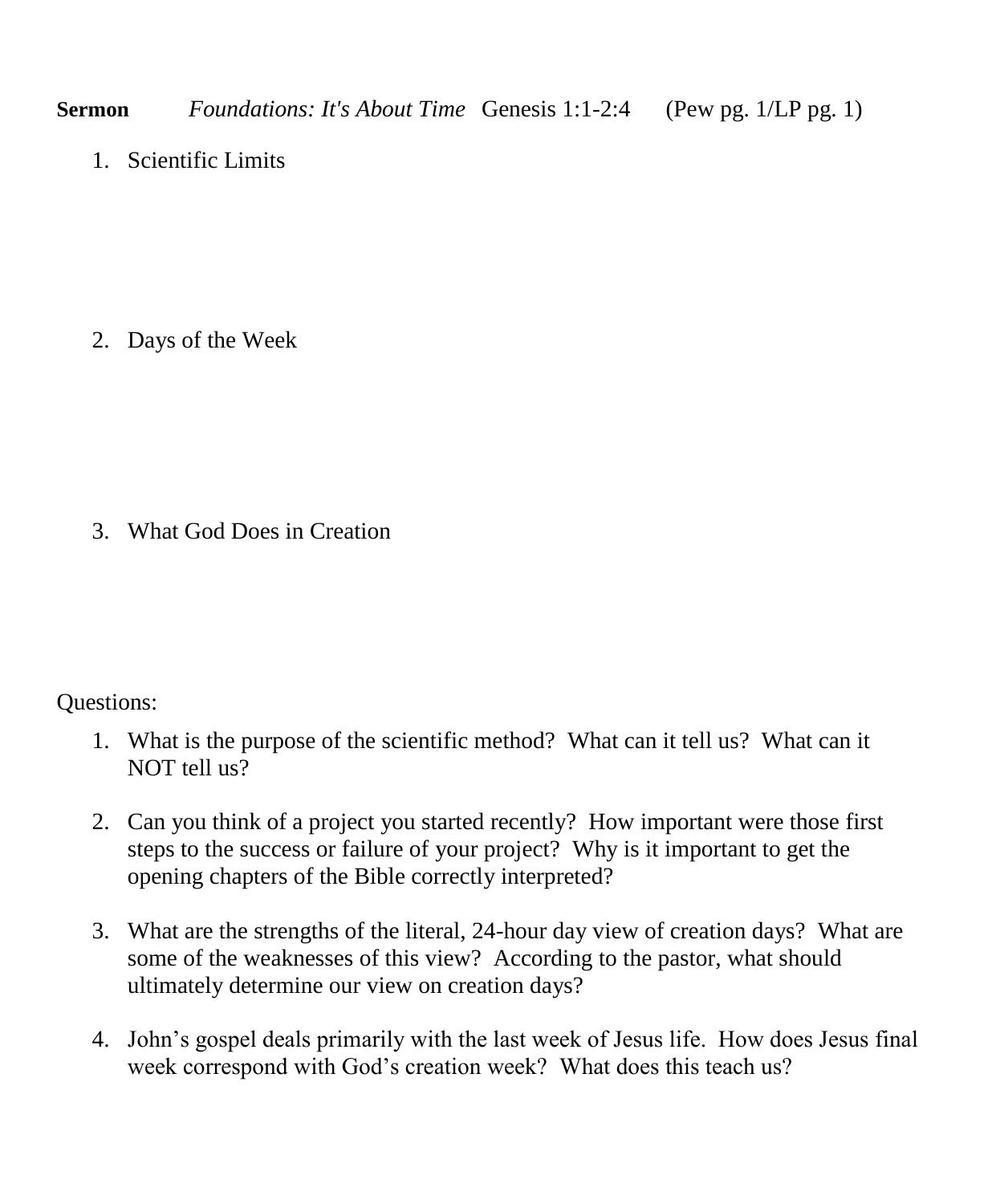**Sermon** *Foundations: It's About Time* Genesis 1:1-2:4 (Pew pg. 1/LP pg. 1)

1. Scientific Limits

2. Days of the Week

3. What God Does in Creation

Questions:

1. What is the purpose of the scientific method? What can it tell us? What can it NOT tell us?

2. Can you think of a project you started recently? How important were those first steps to the success or failure of your project? Why is it important to get the opening chapters of the Bible correctly interpreted?

3. What are the strengths of the literal, 24-hour day view of creation days? What are some of the weaknesses of this view? According to the pastor, what should ultimately determine our view on creation days?

4. John's gospel deals primarily with the last week of Jesus life. How does Jesus final week correspond with God's creation week? What does this teach us?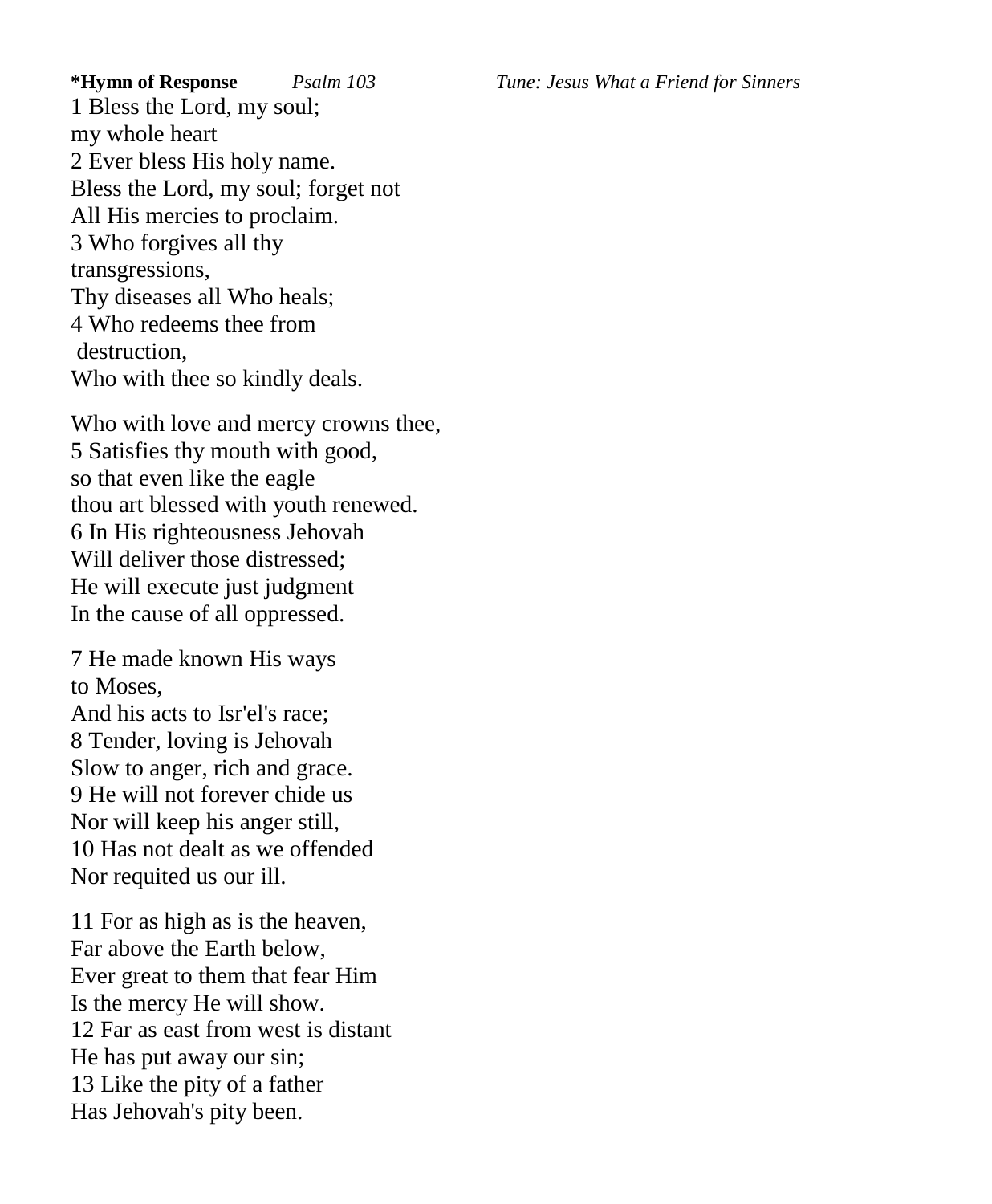**\*Hymn of Response** *Psalm 103* *Tune: Jesus What a Friend for Sinners*

1 Bless the Lord, my soul;
my whole heart
2 Ever bless His holy name.
Bless the Lord, my soul; forget not
All His mercies to proclaim.
3 Who forgives all thy
transgressions,
Thy diseases all Who heals;
4 Who redeems thee from
destruction,
Who with thee so kindly deals.

Who with love and mercy crowns thee,
5 Satisfies thy mouth with good,
so that even like the eagle
thou art blessed with youth renewed.
6 In His righteousness Jehovah
Will deliver those distressed;
He will execute just judgment
In the cause of all oppressed.

7 He made known His ways
to Moses,
And his acts to Isr'el's race;
8 Tender, loving is Jehovah
Slow to anger, rich and grace.
9 He will not forever chide us
Nor will keep his anger still,
10 Has not dealt as we offended
Nor requited us our ill.

11 For as high as is the heaven,
Far above the Earth below,
Ever great to them that fear Him
Is the mercy He will show.
12 Far as east from west is distant
He has put away our sin;
13 Like the pity of a father
Has Jehovah's pity been.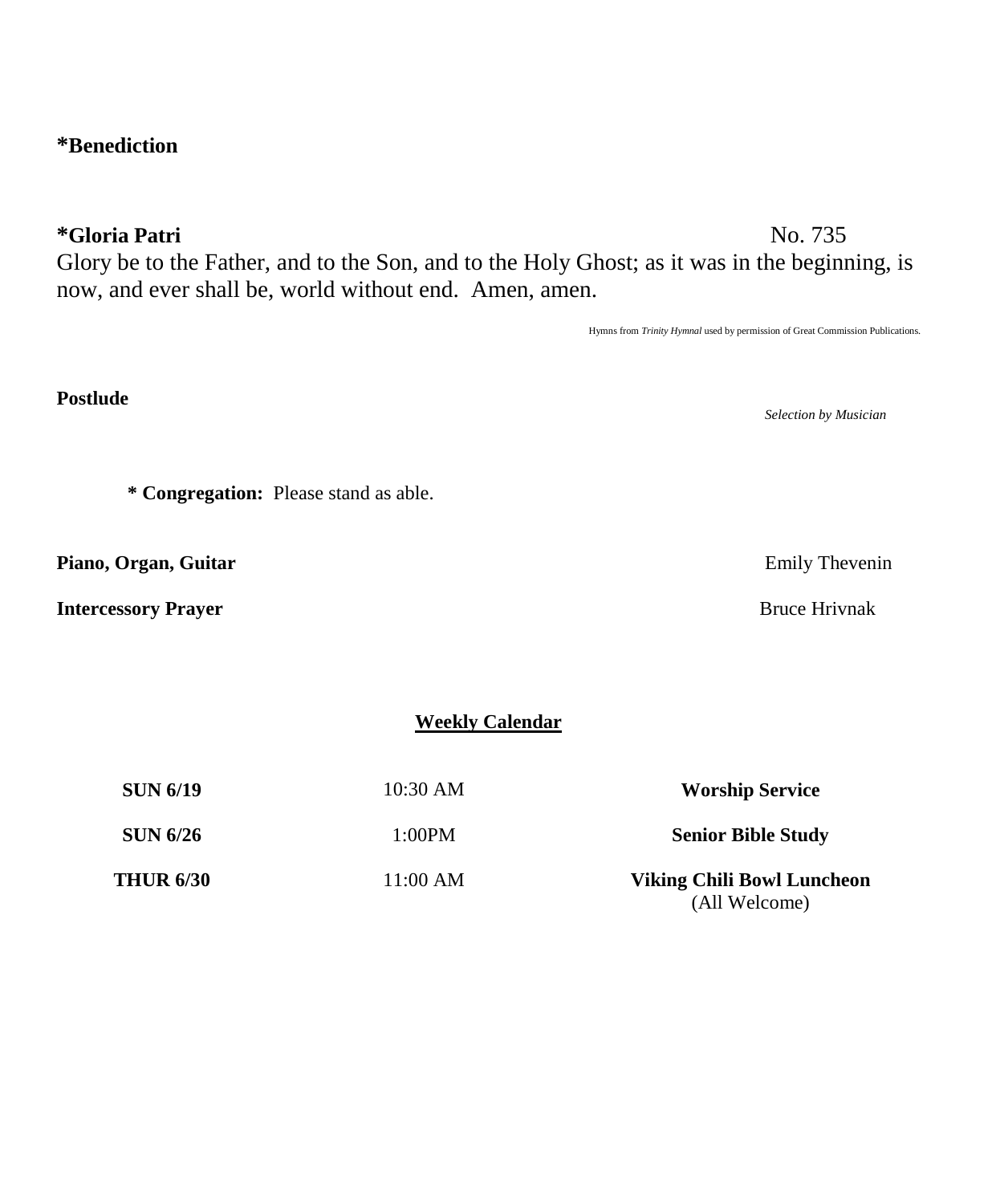**\*Benediction**

**\*Gloria Patri** No. 735

Glory be to the Father, and to the Son, and to the Holy Ghost; as it was in the beginning, is now, and ever shall be, world without end. Amen, amen.

Hymns from *Trinity Hymnal* used by permission of Great Commission Publications.

**Postlude**

*Selection by Musician*

**\* Congregation:** Please stand as able.

**Piano, Organ, Guitar** Emily Thevenin

**Intercessory Prayer** Bruce Hrivnak

## Weekly Calendar

| | | |
|---|---|---|
| **SUN 6/19** | 10:30 AM | **Worship Service** |
| **SUN 6/26** | 1:00PM | **Senior Bible Study** |
| **THUR 6/30** | 11:00 AM | **Viking Chili Bowl Luncheon** (All Welcome) |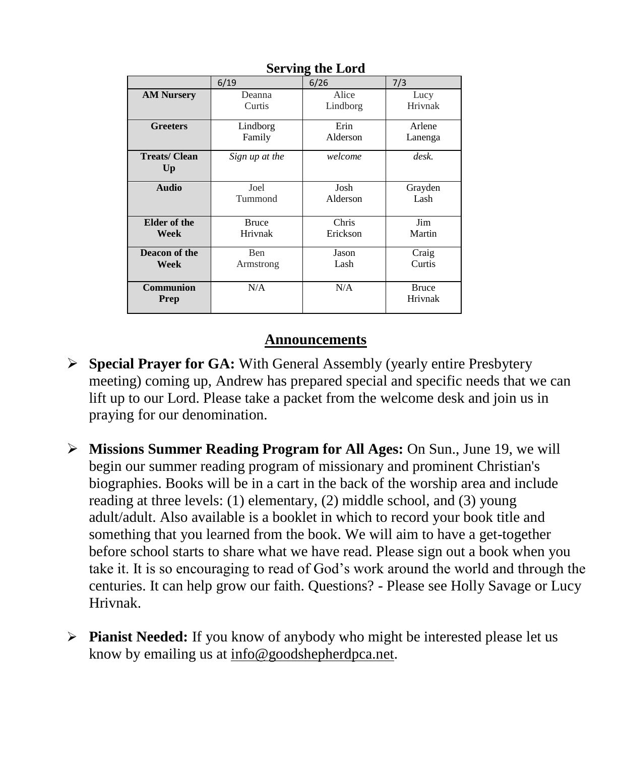## Serving the Lord

| | 6/19 | 6/26 | 7/3 |
|---|---|---|---|
| **AM Nursery** | Deanna Curtis | Alice Lindborg | Lucy Hrivnak |
| **Greeters** | Lindborg Family | Erin Alderson | Arlene Lanenga |
| **Treats/ Clean Up** | *Sign up at the* | *welcome* | *desk.* |
| **Audio** | Joel Tummond | Josh Alderson | Grayden Lash |
| **Elder of the Week** | Bruce Hrivnak | Chris Erickson | Jim Martin |
| **Deacon of the Week** | Ben Armstrong | Jason Lash | Craig Curtis |
| **Communion Prep** | N/A | N/A | Bruce Hrivnak |

## Announcements

- **Special Prayer for GA:** With General Assembly (yearly entire Presbytery meeting) coming up, Andrew has prepared special and specific needs that we can lift up to our Lord. Please take a packet from the welcome desk and join us in praying for our denomination.

- **Missions Summer Reading Program for All Ages:** On Sun., June 19, we will begin our summer reading program of missionary and prominent Christian's biographies. Books will be in a cart in the back of the worship area and include reading at three levels: (1) elementary, (2) middle school, and (3) young adult/adult. Also available is a booklet in which to record your book title and something that you learned from the book. We will aim to have a get-together before school starts to share what we have read. Please sign out a book when you take it. It is so encouraging to read of God's work around the world and through the centuries. It can help grow our faith. Questions? - Please see Holly Savage or Lucy Hrivnak.

- **Pianist Needed:** If you know of anybody who might be interested please let us know by emailing us at info@goodshepherdpca.net.